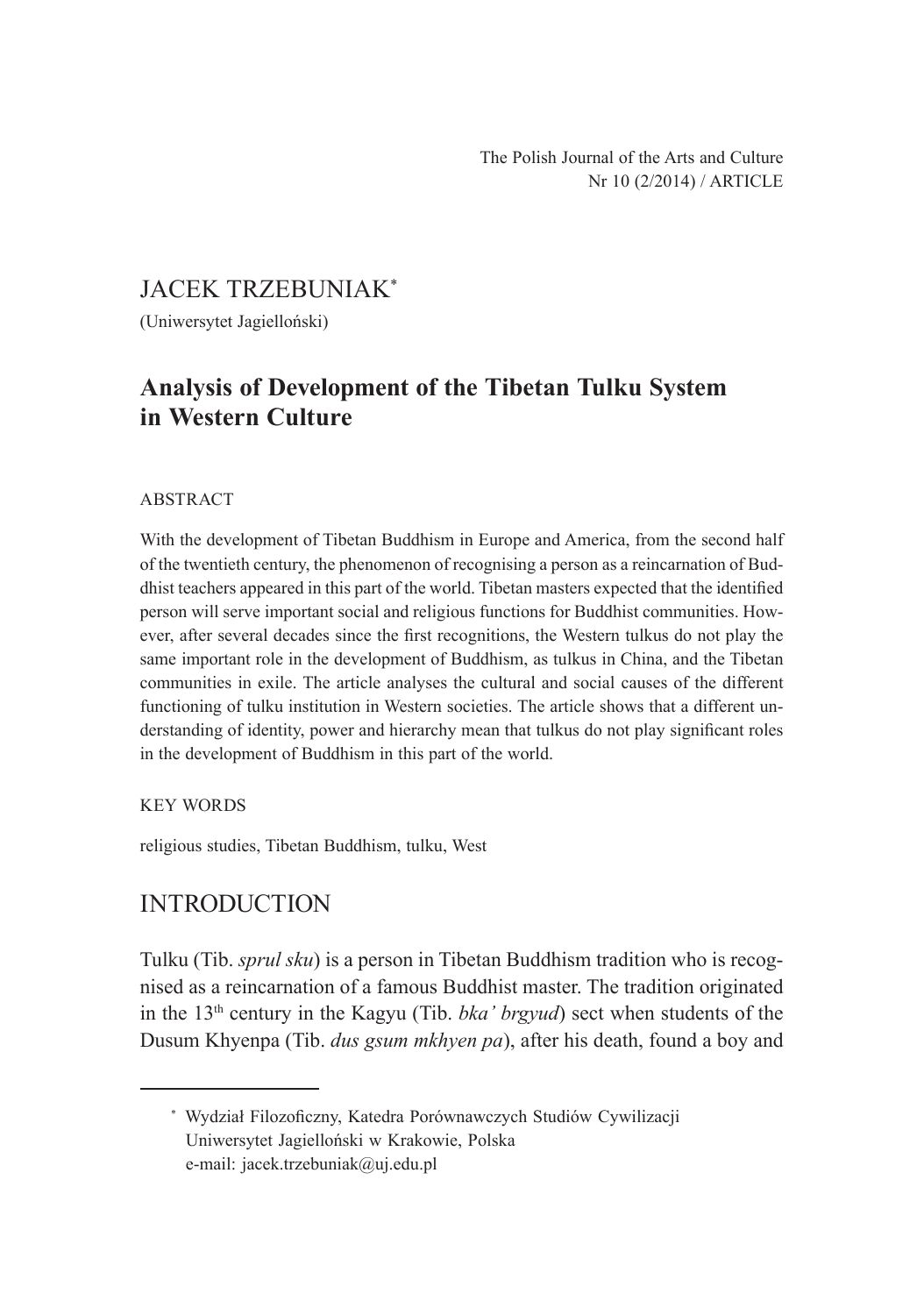JACEK TRZEBUNIAK*

(Uniwersytet Jagielloński)

# Analysis of Development of the Tibetan Tulku System in Western Culture

ABSTRACT

With the development of Tibetan Buddhism in Europe and America, from the second half of the twentieth century, the phenomenon of recognising a person as a reincarnation of Buddhist teachers appeared in this part of the world. Tibetan masters expected that the identified person will serve important social and religious functions for Buddhist communities. However, after several decades since the first recognitions, the Western tulkus do not play the same important role in the development of Buddhism, as tulkus in China, and the Tibetan communities in exile. The article analyses the cultural and social causes of the different functioning of tulku institution in Western societies. The article shows that a different understanding of identity, power and hierarchy mean that tulkus do not play significant roles in the development of Buddhism in this part of the world.

KEY WORDS

religious studies, Tibetan Buddhism, tulku, West

## INTRODUCTION

Tulku (Tib. *sprul sku*) is a person in Tibetan Buddhism tradition who is recognised as a reincarnation of a famous Buddhist master. The tradition originated in the 13th century in the Kagyu (Tib. *bka' brgyud*) sect when students of the Dusum Khyenpa (Tib. *dus gsum mkhyen pa*), after his death, found a boy and

---

\* Wydział Filozoficzny, Katedra Porównawczych Studiów Cywilizacji
Uniwersytet Jagielloński w Krakowie, Polska
e-mail: jacek.trzebuniak@uj.edu.pl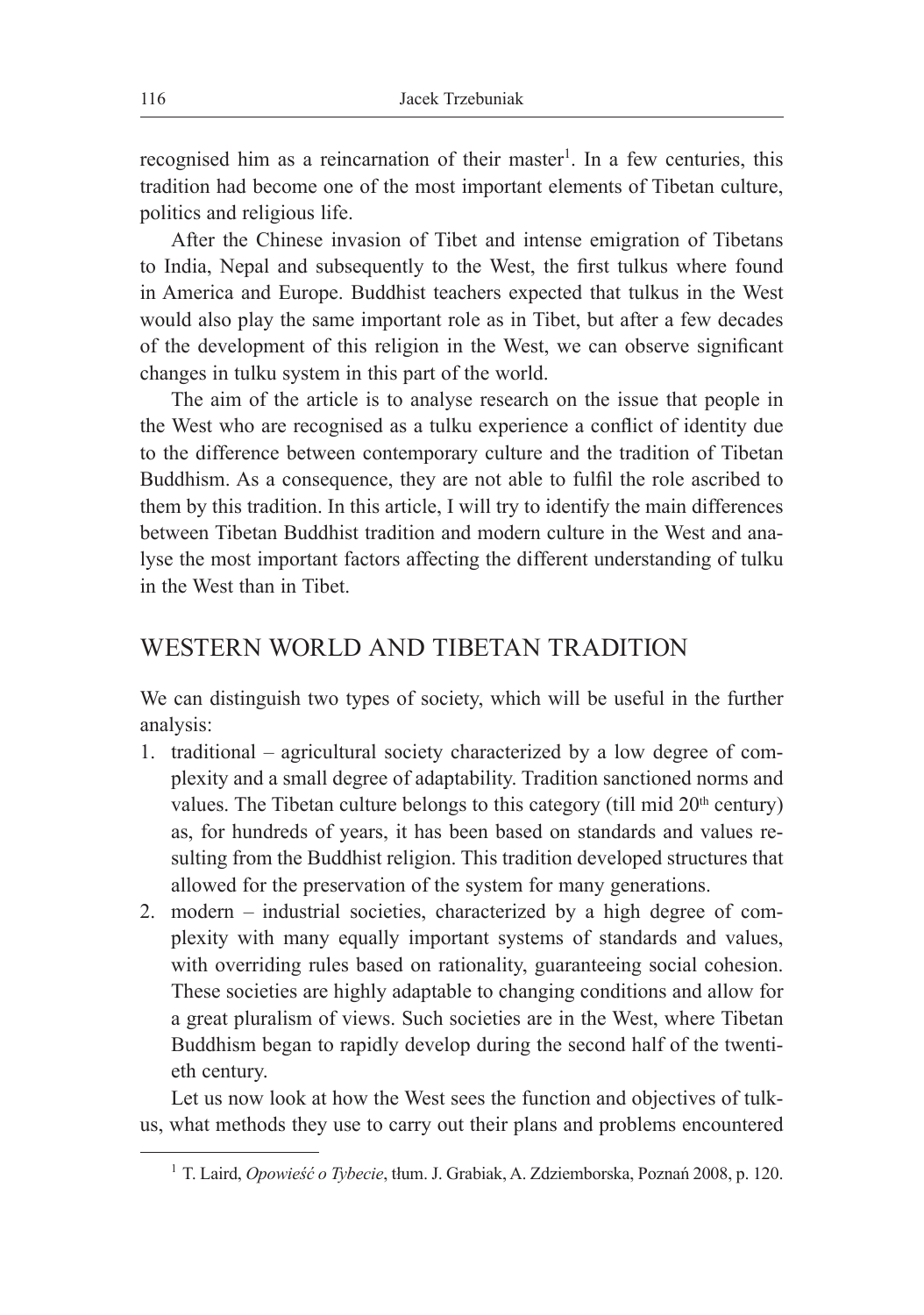recognised him as a reincarnation of their master[1]. In a few centuries, this tradition had become one of the most important elements of Tibetan culture, politics and religious life.

After the Chinese invasion of Tibet and intense emigration of Tibetans to India, Nepal and subsequently to the West, the first tulkus where found in America and Europe. Buddhist teachers expected that tulkus in the West would also play the same important role as in Tibet, but after a few decades of the development of this religion in the West, we can observe significant changes in tulku system in this part of the world.

The aim of the article is to analyse research on the issue that people in the West who are recognised as a tulku experience a conflict of identity due to the difference between contemporary culture and the tradition of Tibetan Buddhism. As a consequence, they are not able to fulfil the role ascribed to them by this tradition. In this article, I will try to identify the main differences between Tibetan Buddhist tradition and modern culture in the West and analyse the most important factors affecting the different understanding of tulku in the West than in Tibet.

## WESTERN WORLD AND TIBETAN TRADITION

We can distinguish two types of society, which will be useful in the further analysis:

1. traditional – agricultural society characterized by a low degree of complexity and a small degree of adaptability. Tradition sanctioned norms and values. The Tibetan culture belongs to this category (till mid 20th century) as, for hundreds of years, it has been based on standards and values resulting from the Buddhist religion. This tradition developed structures that allowed for the preservation of the system for many generations.
2. modern – industrial societies, characterized by a high degree of complexity with many equally important systems of standards and values, with overriding rules based on rationality, guaranteeing social cohesion. These societies are highly adaptable to changing conditions and allow for a great pluralism of views. Such societies are in the West, where Tibetan Buddhism began to rapidly develop during the second half of the twentieth century.

Let us now look at how the West sees the function and objectives of tulkus, what methods they use to carry out their plans and problems encountered

---

[1] T. Laird, *Opowieść o Tybecie*, tłum. J. Grabiak, A. Zdziemborska, Poznań 2008, p. 120.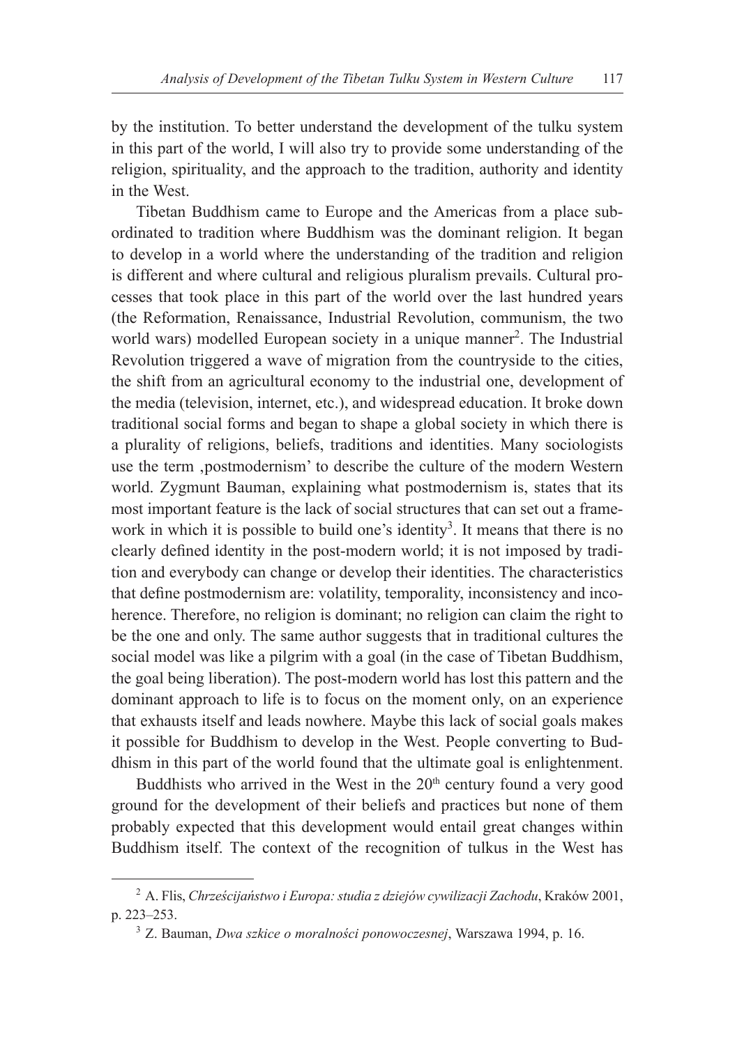by the institution. To better understand the development of the tulku system in this part of the world, I will also try to provide some understanding of the religion, spirituality, and the approach to the tradition, authority and identity in the West.

Tibetan Buddhism came to Europe and the Americas from a place subordinated to tradition where Buddhism was the dominant religion. It began to develop in a world where the understanding of the tradition and religion is different and where cultural and religious pluralism prevails. Cultural processes that took place in this part of the world over the last hundred years (the Reformation, Renaissance, Industrial Revolution, communism, the two world wars) modelled European society in a unique manner[2]. The Industrial Revolution triggered a wave of migration from the countryside to the cities, the shift from an agricultural economy to the industrial one, development of the media (television, internet, etc.), and widespread education. It broke down traditional social forms and began to shape a global society in which there is a plurality of religions, beliefs, traditions and identities. Many sociologists use the term ‚postmodernism' to describe the culture of the modern Western world. Zygmunt Bauman, explaining what postmodernism is, states that its most important feature is the lack of social structures that can set out a framework in which it is possible to build one's identity[3]. It means that there is no clearly defined identity in the post-modern world; it is not imposed by tradition and everybody can change or develop their identities. The characteristics that define postmodernism are: volatility, temporality, inconsistency and incoherence. Therefore, no religion is dominant; no religion can claim the right to be the one and only. The same author suggests that in traditional cultures the social model was like a pilgrim with a goal (in the case of Tibetan Buddhism, the goal being liberation). The post-modern world has lost this pattern and the dominant approach to life is to focus on the moment only, on an experience that exhausts itself and leads nowhere. Maybe this lack of social goals makes it possible for Buddhism to develop in the West. People converting to Buddhism in this part of the world found that the ultimate goal is enlightenment.

Buddhists who arrived in the West in the 20th century found a very good ground for the development of their beliefs and practices but none of them probably expected that this development would entail great changes within Buddhism itself. The context of the recognition of tulkus in the West has

[2] A. Flis, *Chrześcijaństwo i Europa: studia z dziejów cywilizacji Zachodu*, Kraków 2001, p. 223–253.

[3] Z. Bauman, *Dwa szkice o moralności ponowoczesnej*, Warszawa 1994, p. 16.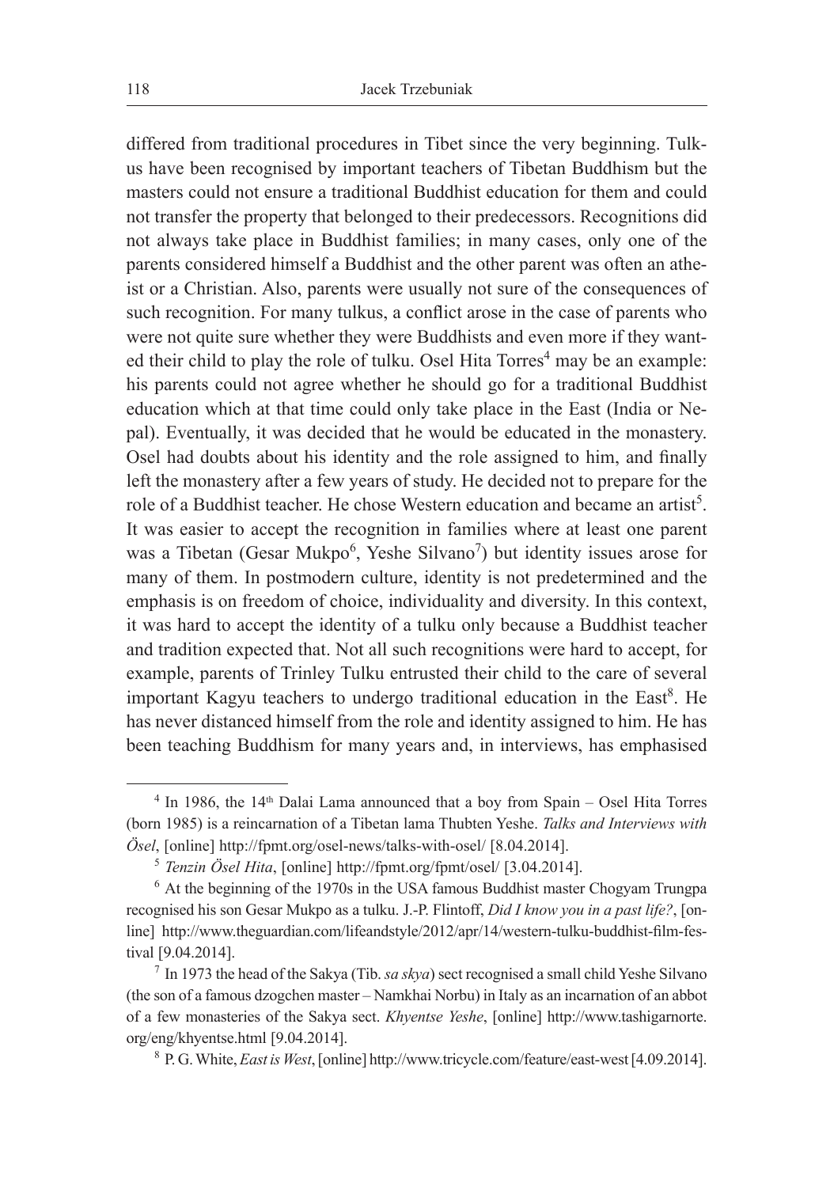differed from traditional procedures in Tibet since the very beginning. Tulkus have been recognised by important teachers of Tibetan Buddhism but the masters could not ensure a traditional Buddhist education for them and could not transfer the property that belonged to their predecessors. Recognitions did not always take place in Buddhist families; in many cases, only one of the parents considered himself a Buddhist and the other parent was often an atheist or a Christian. Also, parents were usually not sure of the consequences of such recognition. For many tulkus, a conflict arose in the case of parents who were not quite sure whether they were Buddhists and even more if they wanted their child to play the role of tulku. Osel Hita Torres[4] may be an example: his parents could not agree whether he should go for a traditional Buddhist education which at that time could only take place in the East (India or Nepal). Eventually, it was decided that he would be educated in the monastery. Osel had doubts about his identity and the role assigned to him, and finally left the monastery after a few years of study. He decided not to prepare for the role of a Buddhist teacher. He chose Western education and became an artist[5]. It was easier to accept the recognition in families where at least one parent was a Tibetan (Gesar Mukpo[6], Yeshe Silvano[7]) but identity issues arose for many of them. In postmodern culture, identity is not predetermined and the emphasis is on freedom of choice, individuality and diversity. In this context, it was hard to accept the identity of a tulku only because a Buddhist teacher and tradition expected that. Not all such recognitions were hard to accept, for example, parents of Trinley Tulku entrusted their child to the care of several important Kagyu teachers to undergo traditional education in the East[8]. He has never distanced himself from the role and identity assigned to him. He has been teaching Buddhism for many years and, in interviews, has emphasised

---

[4] In 1986, the 14th Dalai Lama announced that a boy from Spain – Osel Hita Torres (born 1985) is a reincarnation of a Tibetan lama Thubten Yeshe. *Talks and Interviews with Ösel*, [online] http://fpmt.org/osel-news/talks-with-osel/ [8.04.2014].

[5] *Tenzin Ösel Hita*, [online] http://fpmt.org/fpmt/osel/ [3.04.2014].

[6] At the beginning of the 1970s in the USA famous Buddhist master Chogyam Trungpa recognised his son Gesar Mukpo as a tulku. J.-P. Flintoff, *Did I know you in a past life?*, [online] http://www.theguardian.com/lifeandstyle/2012/apr/14/western-tulku-buddhist-film-festival [9.04.2014].

[7] In 1973 the head of the Sakya (Tib. *sa skya*) sect recognised a small child Yeshe Silvano (the son of a famous dzogchen master – Namkhai Norbu) in Italy as an incarnation of an abbot of a few monasteries of the Sakya sect. *Khyentse Yeshe*, [online] http://www.tashigarnorte.org/eng/khyentse.html [9.04.2014].

[8] P. G. White, *East is West*, [online] http://www.tricycle.com/feature/east-west [4.09.2014].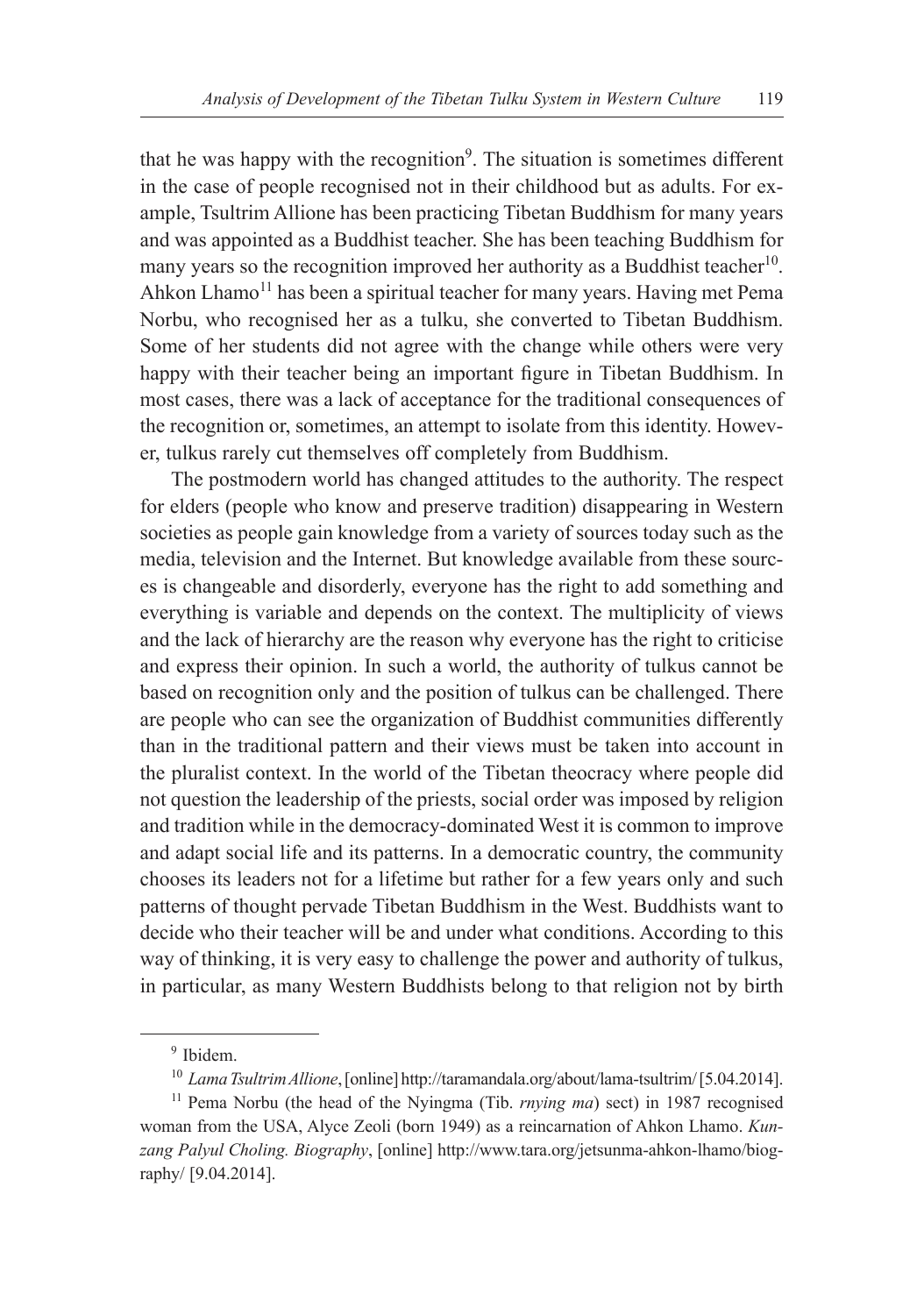that he was happy with the recognition[9]. The situation is sometimes different in the case of people recognised not in their childhood but as adults. For example, Tsultrim Allione has been practicing Tibetan Buddhism for many years and was appointed as a Buddhist teacher. She has been teaching Buddhism for many years so the recognition improved her authority as a Buddhist teacher[10]. Ahkon Lhamo[11] has been a spiritual teacher for many years. Having met Pema Norbu, who recognised her as a tulku, she converted to Tibetan Buddhism. Some of her students did not agree with the change while others were very happy with their teacher being an important figure in Tibetan Buddhism. In most cases, there was a lack of acceptance for the traditional consequences of the recognition or, sometimes, an attempt to isolate from this identity. However, tulkus rarely cut themselves off completely from Buddhism.

The postmodern world has changed attitudes to the authority. The respect for elders (people who know and preserve tradition) disappearing in Western societies as people gain knowledge from a variety of sources today such as the media, television and the Internet. But knowledge available from these sources is changeable and disorderly, everyone has the right to add something and everything is variable and depends on the context. The multiplicity of views and the lack of hierarchy are the reason why everyone has the right to criticise and express their opinion. In such a world, the authority of tulkus cannot be based on recognition only and the position of tulkus can be challenged. There are people who can see the organization of Buddhist communities differently than in the traditional pattern and their views must be taken into account in the pluralist context. In the world of the Tibetan theocracy where people did not question the leadership of the priests, social order was imposed by religion and tradition while in the democracy-dominated West it is common to improve and adapt social life and its patterns. In a democratic country, the community chooses its leaders not for a lifetime but rather for a few years only and such patterns of thought pervade Tibetan Buddhism in the West. Buddhists want to decide who their teacher will be and under what conditions. According to this way of thinking, it is very easy to challenge the power and authority of tulkus, in particular, as many Western Buddhists belong to that religion not by birth

---

[9] Ibidem.

[10] *Lama Tsultrim Allione*, [online] http://taramandala.org/about/lama-tsultrim/ [5.04.2014].

[11] Pema Norbu (the head of the Nyingma (Tib. *rnying ma*) sect) in 1987 recognised woman from the USA, Alyce Zeoli (born 1949) as a reincarnation of Ahkon Lhamo. *Kunzang Palyul Choling. Biography*, [online] http://www.tara.org/jetsunma-ahkon-lhamo/biography/ [9.04.2014].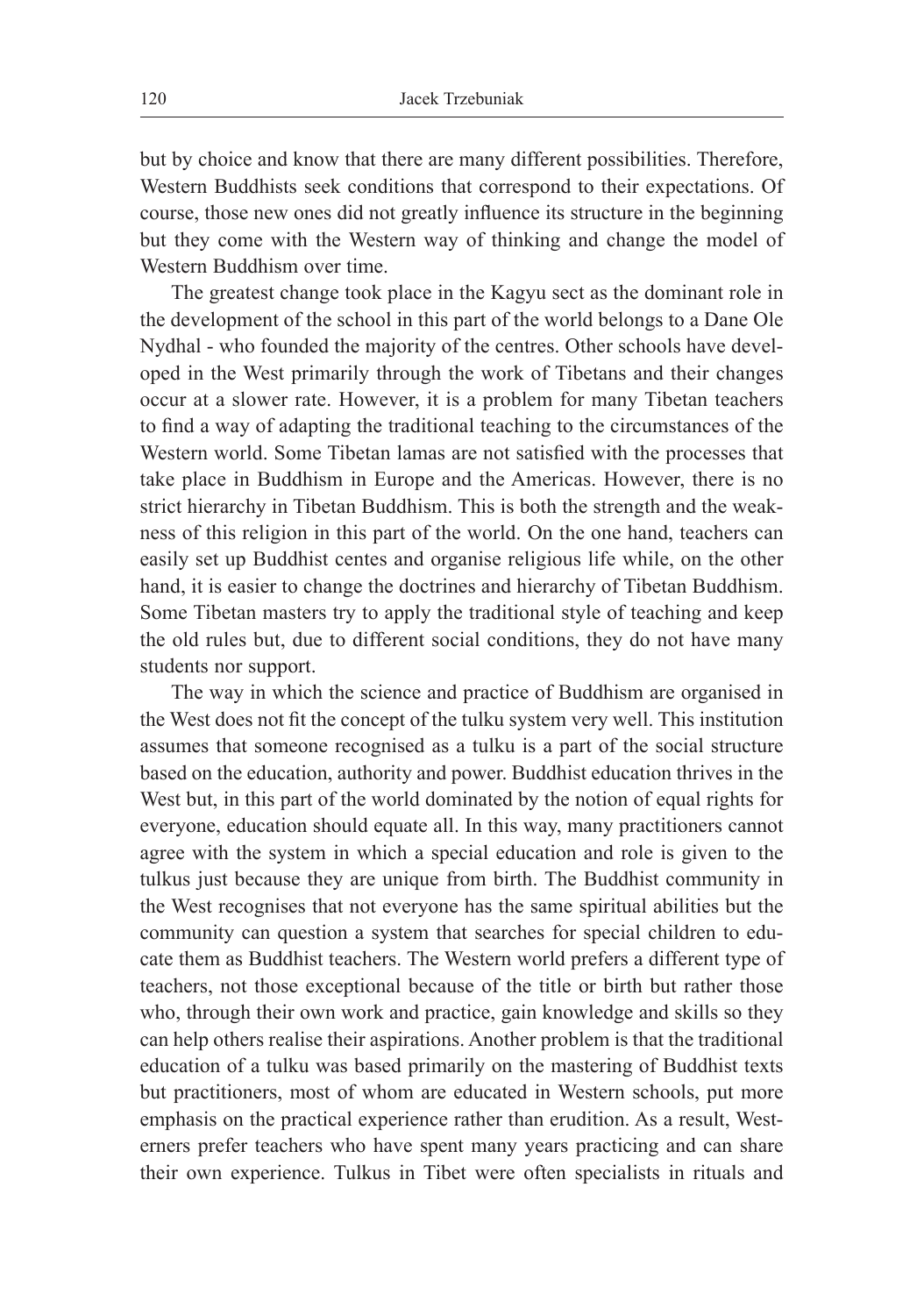but by choice and know that there are many different possibilities. Therefore, Western Buddhists seek conditions that correspond to their expectations. Of course, those new ones did not greatly influence its structure in the beginning but they come with the Western way of thinking and change the model of Western Buddhism over time.

The greatest change took place in the Kagyu sect as the dominant role in the development of the school in this part of the world belongs to a Dane Ole Nydhal - who founded the majority of the centres. Other schools have developed in the West primarily through the work of Tibetans and their changes occur at a slower rate. However, it is a problem for many Tibetan teachers to find a way of adapting the traditional teaching to the circumstances of the Western world. Some Tibetan lamas are not satisfied with the processes that take place in Buddhism in Europe and the Americas. However, there is no strict hierarchy in Tibetan Buddhism. This is both the strength and the weakness of this religion in this part of the world. On the one hand, teachers can easily set up Buddhist centes and organise religious life while, on the other hand, it is easier to change the doctrines and hierarchy of Tibetan Buddhism. Some Tibetan masters try to apply the traditional style of teaching and keep the old rules but, due to different social conditions, they do not have many students nor support.

The way in which the science and practice of Buddhism are organised in the West does not fit the concept of the tulku system very well. This institution assumes that someone recognised as a tulku is a part of the social structure based on the education, authority and power. Buddhist education thrives in the West but, in this part of the world dominated by the notion of equal rights for everyone, education should equate all. In this way, many practitioners cannot agree with the system in which a special education and role is given to the tulkus just because they are unique from birth. The Buddhist community in the West recognises that not everyone has the same spiritual abilities but the community can question a system that searches for special children to educate them as Buddhist teachers. The Western world prefers a different type of teachers, not those exceptional because of the title or birth but rather those who, through their own work and practice, gain knowledge and skills so they can help others realise their aspirations. Another problem is that the traditional education of a tulku was based primarily on the mastering of Buddhist texts but practitioners, most of whom are educated in Western schools, put more emphasis on the practical experience rather than erudition. As a result, Westerners prefer teachers who have spent many years practicing and can share their own experience. Tulkus in Tibet were often specialists in rituals and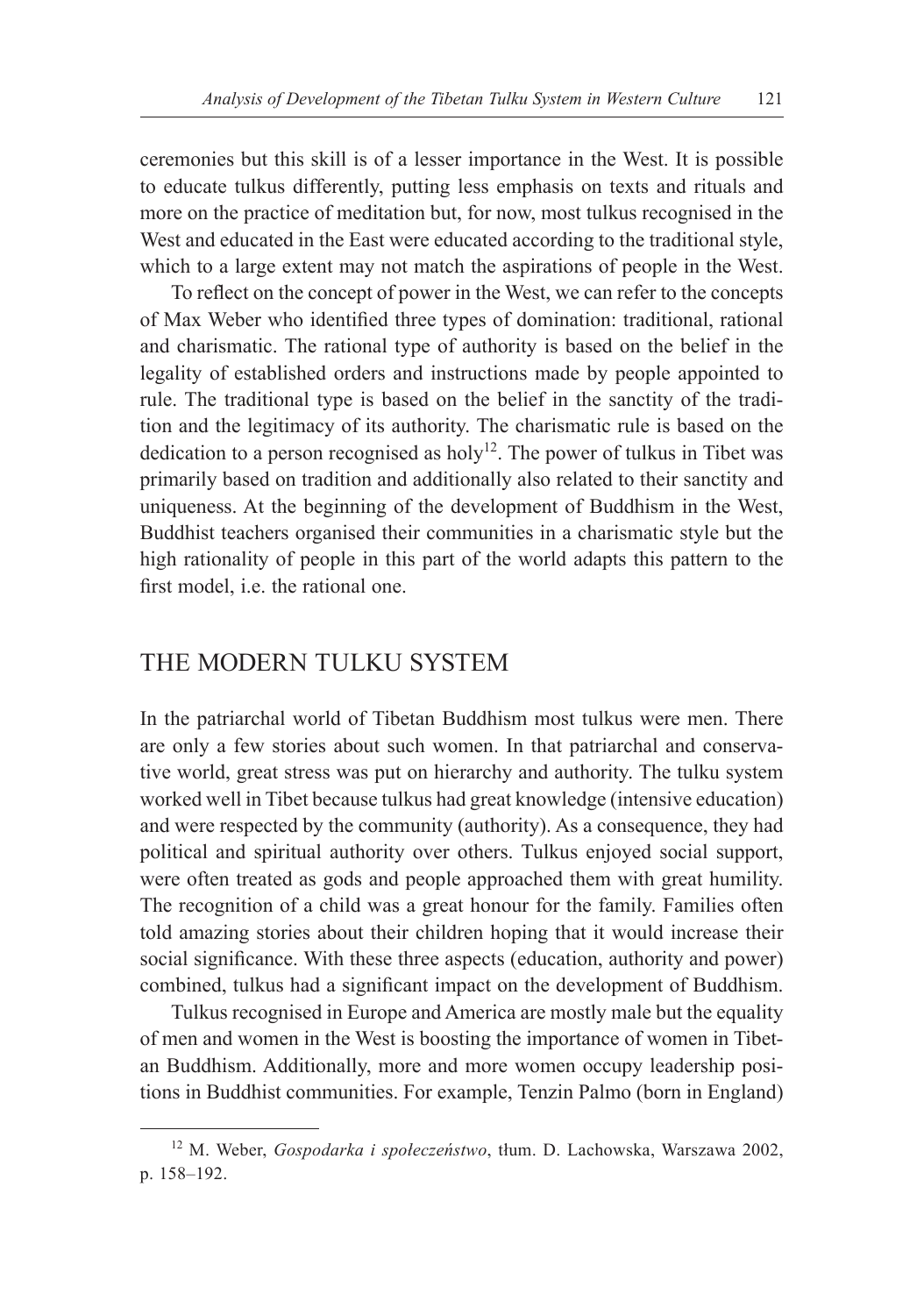ceremonies but this skill is of a lesser importance in the West. It is possible to educate tulkus differently, putting less emphasis on texts and rituals and more on the practice of meditation but, for now, most tulkus recognised in the West and educated in the East were educated according to the traditional style, which to a large extent may not match the aspirations of people in the West.

To reflect on the concept of power in the West, we can refer to the concepts of Max Weber who identified three types of domination: traditional, rational and charismatic. The rational type of authority is based on the belief in the legality of established orders and instructions made by people appointed to rule. The traditional type is based on the belief in the sanctity of the tradition and the legitimacy of its authority. The charismatic rule is based on the dedication to a person recognised as holy[12]. The power of tulkus in Tibet was primarily based on tradition and additionally also related to their sanctity and uniqueness. At the beginning of the development of Buddhism in the West, Buddhist teachers organised their communities in a charismatic style but the high rationality of people in this part of the world adapts this pattern to the first model, i.e. the rational one.

## THE MODERN TULKU SYSTEM

In the patriarchal world of Tibetan Buddhism most tulkus were men. There are only a few stories about such women. In that patriarchal and conservative world, great stress was put on hierarchy and authority. The tulku system worked well in Tibet because tulkus had great knowledge (intensive education) and were respected by the community (authority). As a consequence, they had political and spiritual authority over others. Tulkus enjoyed social support, were often treated as gods and people approached them with great humility. The recognition of a child was a great honour for the family. Families often told amazing stories about their children hoping that it would increase their social significance. With these three aspects (education, authority and power) combined, tulkus had a significant impact on the development of Buddhism.

Tulkus recognised in Europe and America are mostly male but the equality of men and women in the West is boosting the importance of women in Tibetan Buddhism. Additionally, more and more women occupy leadership positions in Buddhist communities. For example, Tenzin Palmo (born in England)

[12] M. Weber, *Gospodarka i społeczeństwo*, tłum. D. Lachowska, Warszawa 2002, p. 158–192.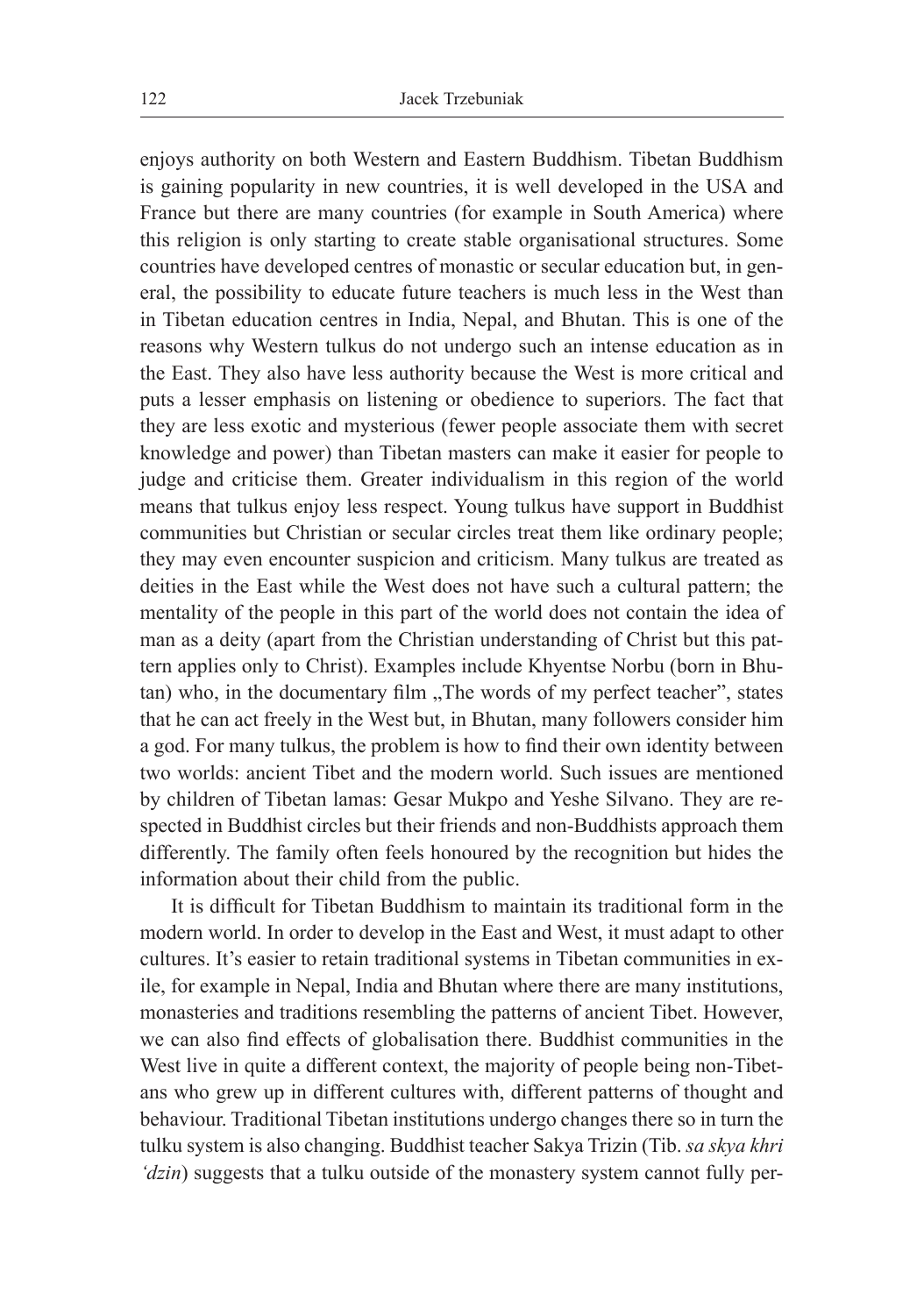enjoys authority on both Western and Eastern Buddhism. Tibetan Buddhism is gaining popularity in new countries, it is well developed in the USA and France but there are many countries (for example in South America) where this religion is only starting to create stable organisational structures. Some countries have developed centres of monastic or secular education but, in general, the possibility to educate future teachers is much less in the West than in Tibetan education centres in India, Nepal, and Bhutan. This is one of the reasons why Western tulkus do not undergo such an intense education as in the East. They also have less authority because the West is more critical and puts a lesser emphasis on listening or obedience to superiors. The fact that they are less exotic and mysterious (fewer people associate them with secret knowledge and power) than Tibetan masters can make it easier for people to judge and criticise them. Greater individualism in this region of the world means that tulkus enjoy less respect. Young tulkus have support in Buddhist communities but Christian or secular circles treat them like ordinary people; they may even encounter suspicion and criticism. Many tulkus are treated as deities in the East while the West does not have such a cultural pattern; the mentality of the people in this part of the world does not contain the idea of man as a deity (apart from the Christian understanding of Christ but this pattern applies only to Christ). Examples include Khyentse Norbu (born in Bhutan) who, in the documentary film „The words of my perfect teacher", states that he can act freely in the West but, in Bhutan, many followers consider him a god. For many tulkus, the problem is how to find their own identity between two worlds: ancient Tibet and the modern world. Such issues are mentioned by children of Tibetan lamas: Gesar Mukpo and Yeshe Silvano. They are respected in Buddhist circles but their friends and non-Buddhists approach them differently. The family often feels honoured by the recognition but hides the information about their child from the public.

It is difficult for Tibetan Buddhism to maintain its traditional form in the modern world. In order to develop in the East and West, it must adapt to other cultures. It's easier to retain traditional systems in Tibetan communities in exile, for example in Nepal, India and Bhutan where there are many institutions, monasteries and traditions resembling the patterns of ancient Tibet. However, we can also find effects of globalisation there. Buddhist communities in the West live in quite a different context, the majority of people being non-Tibetans who grew up in different cultures with, different patterns of thought and behaviour. Traditional Tibetan institutions undergo changes there so in turn the tulku system is also changing. Buddhist teacher Sakya Trizin (Tib. *sa skya khri 'dzin*) suggests that a tulku outside of the monastery system cannot fully per-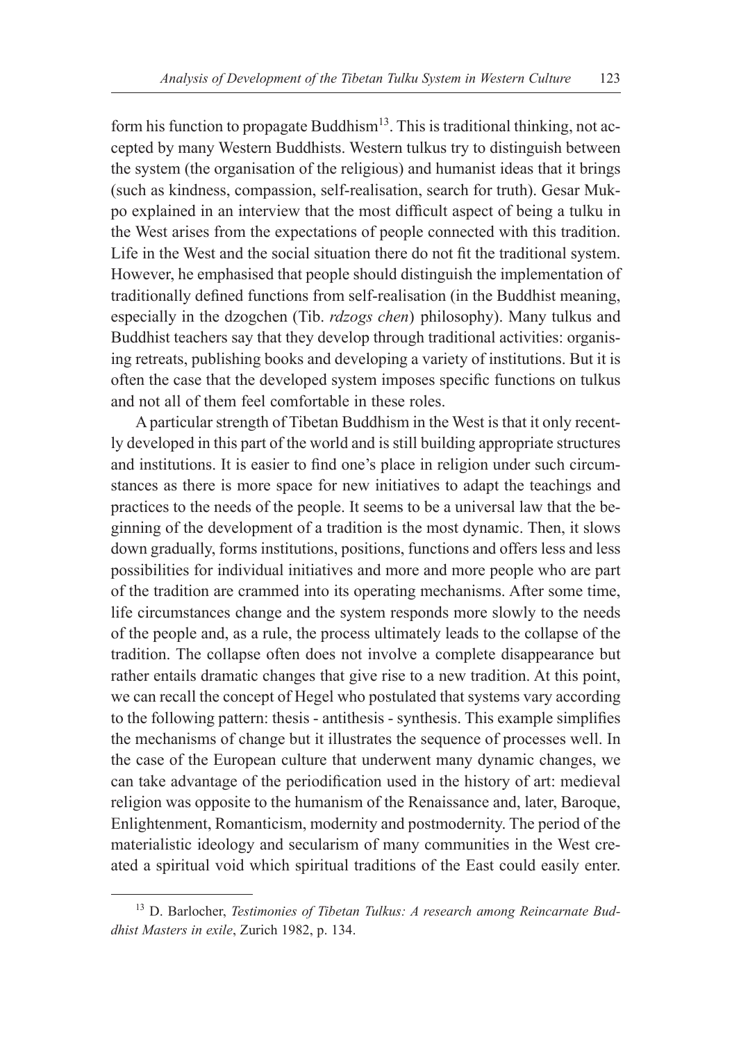form his function to propagate Buddhism[13]. This is traditional thinking, not accepted by many Western Buddhists. Western tulkus try to distinguish between the system (the organisation of the religious) and humanist ideas that it brings (such as kindness, compassion, self-realisation, search for truth). Gesar Mukpo explained in an interview that the most difficult aspect of being a tulku in the West arises from the expectations of people connected with this tradition. Life in the West and the social situation there do not fit the traditional system. However, he emphasised that people should distinguish the implementation of traditionally defined functions from self-realisation (in the Buddhist meaning, especially in the dzogchen (Tib. *rdzogs chen*) philosophy). Many tulkus and Buddhist teachers say that they develop through traditional activities: organising retreats, publishing books and developing a variety of institutions. But it is often the case that the developed system imposes specific functions on tulkus and not all of them feel comfortable in these roles.

A particular strength of Tibetan Buddhism in the West is that it only recently developed in this part of the world and is still building appropriate structures and institutions. It is easier to find one's place in religion under such circumstances as there is more space for new initiatives to adapt the teachings and practices to the needs of the people. It seems to be a universal law that the beginning of the development of a tradition is the most dynamic. Then, it slows down gradually, forms institutions, positions, functions and offers less and less possibilities for individual initiatives and more and more people who are part of the tradition are crammed into its operating mechanisms. After some time, life circumstances change and the system responds more slowly to the needs of the people and, as a rule, the process ultimately leads to the collapse of the tradition. The collapse often does not involve a complete disappearance but rather entails dramatic changes that give rise to a new tradition. At this point, we can recall the concept of Hegel who postulated that systems vary according to the following pattern: thesis - antithesis - synthesis. This example simplifies the mechanisms of change but it illustrates the sequence of processes well. In the case of the European culture that underwent many dynamic changes, we can take advantage of the periodification used in the history of art: medieval religion was opposite to the humanism of the Renaissance and, later, Baroque, Enlightenment, Romanticism, modernity and postmodernity. The period of the materialistic ideology and secularism of many communities in the West created a spiritual void which spiritual traditions of the East could easily enter.

---

[13] D. Barlocher, *Testimonies of Tibetan Tulkus: A research among Reincarnate Buddhist Masters in exile*, Zurich 1982, p. 134.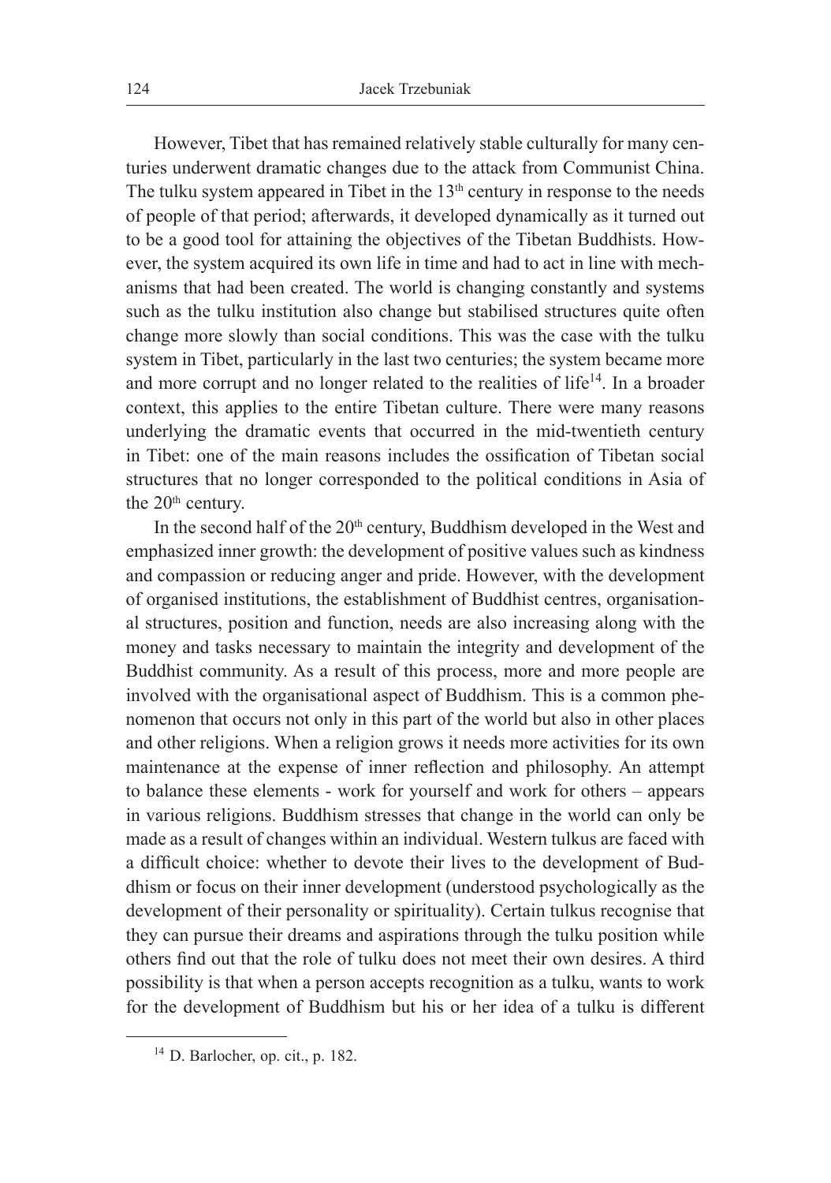However, Tibet that has remained relatively stable culturally for many centuries underwent dramatic changes due to the attack from Communist China. The tulku system appeared in Tibet in the 13th century in response to the needs of people of that period; afterwards, it developed dynamically as it turned out to be a good tool for attaining the objectives of the Tibetan Buddhists. However, the system acquired its own life in time and had to act in line with mechanisms that had been created. The world is changing constantly and systems such as the tulku institution also change but stabilised structures quite often change more slowly than social conditions. This was the case with the tulku system in Tibet, particularly in the last two centuries; the system became more and more corrupt and no longer related to the realities of life[14]. In a broader context, this applies to the entire Tibetan culture. There were many reasons underlying the dramatic events that occurred in the mid-twentieth century in Tibet: one of the main reasons includes the ossification of Tibetan social structures that no longer corresponded to the political conditions in Asia of the 20th century.

In the second half of the 20th century, Buddhism developed in the West and emphasized inner growth: the development of positive values such as kindness and compassion or reducing anger and pride. However, with the development of organised institutions, the establishment of Buddhist centres, organisational structures, position and function, needs are also increasing along with the money and tasks necessary to maintain the integrity and development of the Buddhist community. As a result of this process, more and more people are involved with the organisational aspect of Buddhism. This is a common phenomenon that occurs not only in this part of the world but also in other places and other religions. When a religion grows it needs more activities for its own maintenance at the expense of inner reflection and philosophy. An attempt to balance these elements - work for yourself and work for others – appears in various religions. Buddhism stresses that change in the world can only be made as a result of changes within an individual. Western tulkus are faced with a difficult choice: whether to devote their lives to the development of Buddhism or focus on their inner development (understood psychologically as the development of their personality or spirituality). Certain tulkus recognise that they can pursue their dreams and aspirations through the tulku position while others find out that the role of tulku does not meet their own desires. A third possibility is that when a person accepts recognition as a tulku, wants to work for the development of Buddhism but his or her idea of a tulku is different

[14] D. Barlocher, op. cit., p. 182.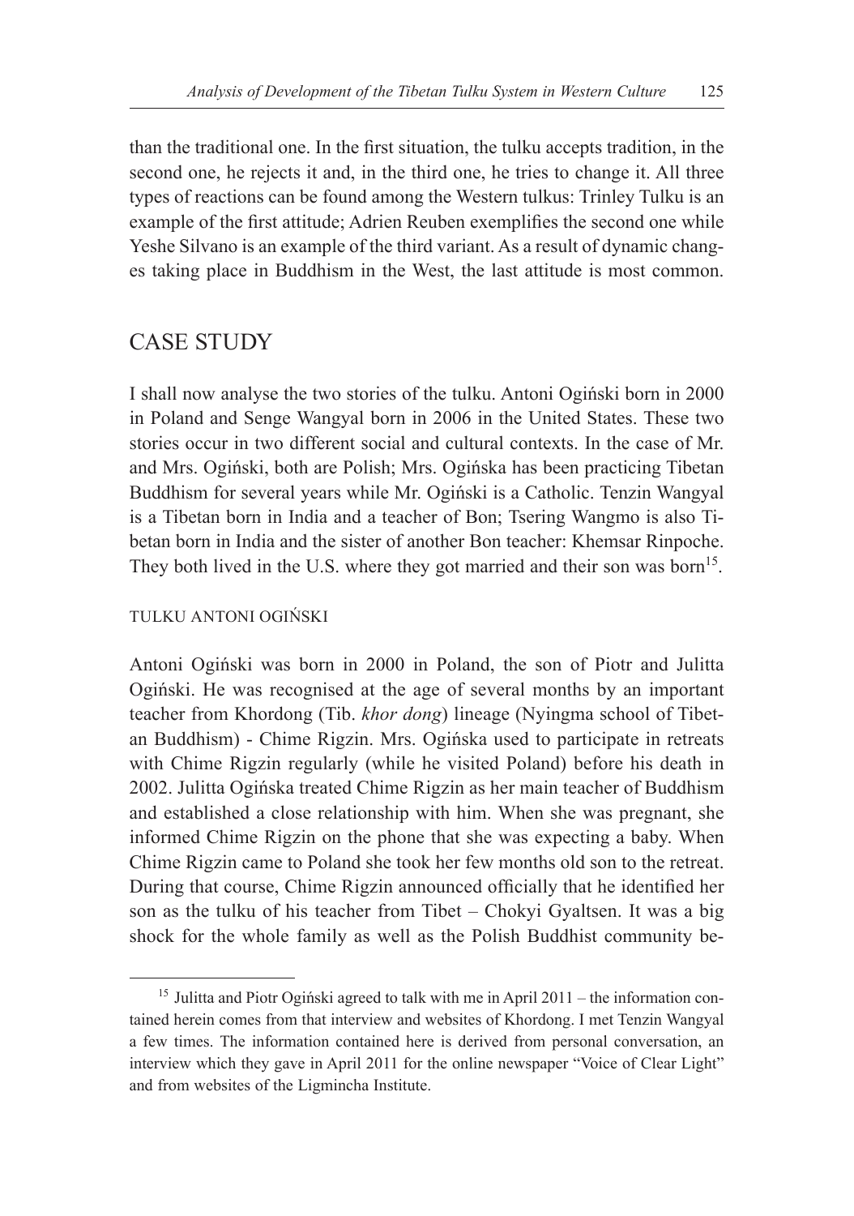than the traditional one. In the first situation, the tulku accepts tradition, in the second one, he rejects it and, in the third one, he tries to change it. All three types of reactions can be found among the Western tulkus: Trinley Tulku is an example of the first attitude; Adrien Reuben exemplifies the second one while Yeshe Silvano is an example of the third variant. As a result of dynamic changes taking place in Buddhism in the West, the last attitude is most common.

## CASE STUDY

I shall now analyse the two stories of the tulku. Antoni Ogiński born in 2000 in Poland and Senge Wangyal born in 2006 in the United States. These two stories occur in two different social and cultural contexts. In the case of Mr. and Mrs. Ogiński, both are Polish; Mrs. Ogińska has been practicing Tibetan Buddhism for several years while Mr. Ogiński is a Catholic. Tenzin Wangyal is a Tibetan born in India and a teacher of Bon; Tsering Wangmo is also Tibetan born in India and the sister of another Bon teacher: Khemsar Rinpoche. They both lived in the U.S. where they got married and their son was born[15].

### TULKU ANTONI OGIŃSKI

Antoni Ogiński was born in 2000 in Poland, the son of Piotr and Julitta Ogiński. He was recognised at the age of several months by an important teacher from Khordong (Tib. *khor dong*) lineage (Nyingma school of Tibetan Buddhism) - Chime Rigzin. Mrs. Ogińska used to participate in retreats with Chime Rigzin regularly (while he visited Poland) before his death in 2002. Julitta Ogińska treated Chime Rigzin as her main teacher of Buddhism and established a close relationship with him. When she was pregnant, she informed Chime Rigzin on the phone that she was expecting a baby. When Chime Rigzin came to Poland she took her few months old son to the retreat. During that course, Chime Rigzin announced officially that he identified her son as the tulku of his teacher from Tibet – Chokyi Gyaltsen. It was a big shock for the whole family as well as the Polish Buddhist community be-

---

[15] Julitta and Piotr Ogiński agreed to talk with me in April 2011 – the information contained herein comes from that interview and websites of Khordong. I met Tenzin Wangyal a few times. The information contained here is derived from personal conversation, an interview which they gave in April 2011 for the online newspaper "Voice of Clear Light" and from websites of the Ligmincha Institute.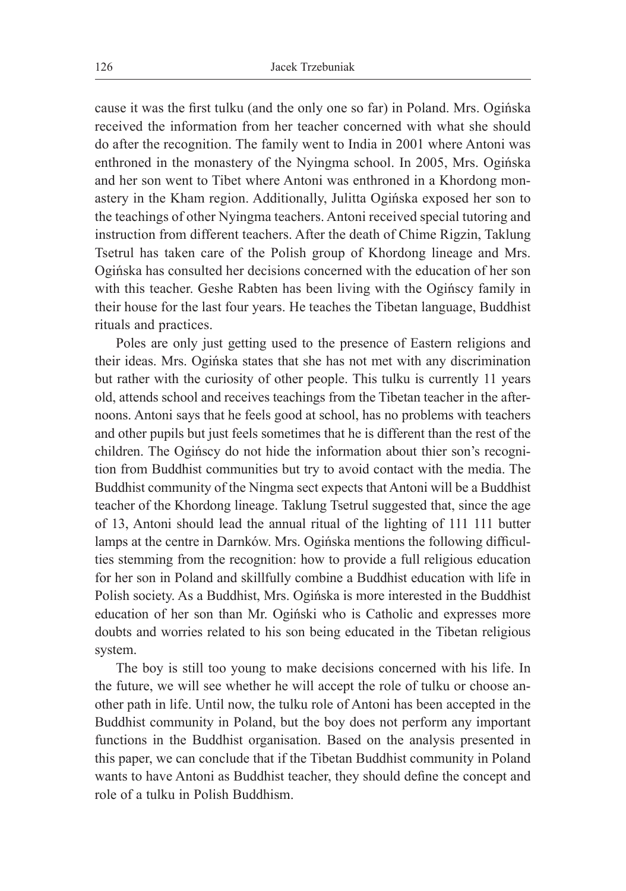cause it was the first tulku (and the only one so far) in Poland. Mrs. Ogińska received the information from her teacher concerned with what she should do after the recognition. The family went to India in 2001 where Antoni was enthroned in the monastery of the Nyingma school. In 2005, Mrs. Ogińska and her son went to Tibet where Antoni was enthroned in a Khordong monastery in the Kham region. Additionally, Julitta Ogińska exposed her son to the teachings of other Nyingma teachers. Antoni received special tutoring and instruction from different teachers. After the death of Chime Rigzin, Taklung Tsetrul has taken care of the Polish group of Khordong lineage and Mrs. Ogińska has consulted her decisions concerned with the education of her son with this teacher. Geshe Rabten has been living with the Ogińscy family in their house for the last four years. He teaches the Tibetan language, Buddhist rituals and practices.

Poles are only just getting used to the presence of Eastern religions and their ideas. Mrs. Ogińska states that she has not met with any discrimination but rather with the curiosity of other people. This tulku is currently 11 years old, attends school and receives teachings from the Tibetan teacher in the afternoons. Antoni says that he feels good at school, has no problems with teachers and other pupils but just feels sometimes that he is different than the rest of the children. The Ogińscy do not hide the information about thier son's recognition from Buddhist communities but try to avoid contact with the media. The Buddhist community of the Ningma sect expects that Antoni will be a Buddhist teacher of the Khordong lineage. Taklung Tsetrul suggested that, since the age of 13, Antoni should lead the annual ritual of the lighting of 111 111 butter lamps at the centre in Darnków. Mrs. Ogińska mentions the following difficulties stemming from the recognition: how to provide a full religious education for her son in Poland and skillfully combine a Buddhist education with life in Polish society. As a Buddhist, Mrs. Ogińska is more interested in the Buddhist education of her son than Mr. Ogiński who is Catholic and expresses more doubts and worries related to his son being educated in the Tibetan religious system.

The boy is still too young to make decisions concerned with his life. In the future, we will see whether he will accept the role of tulku or choose another path in life. Until now, the tulku role of Antoni has been accepted in the Buddhist community in Poland, but the boy does not perform any important functions in the Buddhist organisation. Based on the analysis presented in this paper, we can conclude that if the Tibetan Buddhist community in Poland wants to have Antoni as Buddhist teacher, they should define the concept and role of a tulku in Polish Buddhism.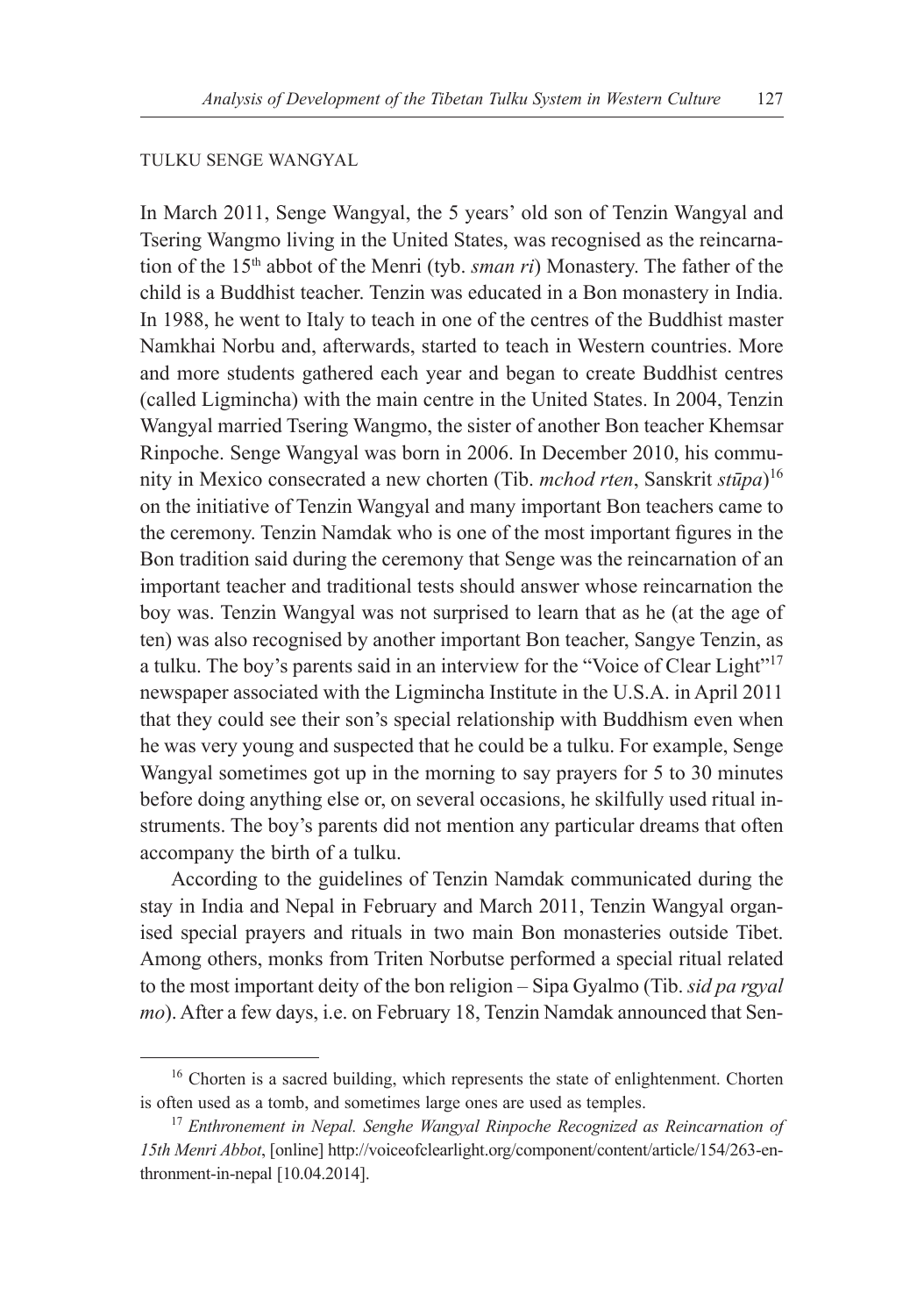### TULKU SENGE WANGYAL

In March 2011, Senge Wangyal, the 5 years' old son of Tenzin Wangyal and Tsering Wangmo living in the United States, was recognised as the reincarnation of the 15th abbot of the Menri (tyb. *sman ri*) Monastery. The father of the child is a Buddhist teacher. Tenzin was educated in a Bon monastery in India. In 1988, he went to Italy to teach in one of the centres of the Buddhist master Namkhai Norbu and, afterwards, started to teach in Western countries. More and more students gathered each year and began to create Buddhist centres (called Ligmincha) with the main centre in the United States. In 2004, Tenzin Wangyal married Tsering Wangmo, the sister of another Bon teacher Khemsar Rinpoche. Senge Wangyal was born in 2006. In December 2010, his community in Mexico consecrated a new chorten (Tib. *mchod rten*, Sanskrit *stūpa*)[16] on the initiative of Tenzin Wangyal and many important Bon teachers came to the ceremony. Tenzin Namdak who is one of the most important figures in the Bon tradition said during the ceremony that Senge was the reincarnation of an important teacher and traditional tests should answer whose reincarnation the boy was. Tenzin Wangyal was not surprised to learn that as he (at the age of ten) was also recognised by another important Bon teacher, Sangye Tenzin, as a tulku. The boy's parents said in an interview for the "Voice of Clear Light"[17] newspaper associated with the Ligmincha Institute in the U.S.A. in April 2011 that they could see their son's special relationship with Buddhism even when he was very young and suspected that he could be a tulku. For example, Senge Wangyal sometimes got up in the morning to say prayers for 5 to 30 minutes before doing anything else or, on several occasions, he skilfully used ritual instruments. The boy's parents did not mention any particular dreams that often accompany the birth of a tulku.

According to the guidelines of Tenzin Namdak communicated during the stay in India and Nepal in February and March 2011, Tenzin Wangyal organised special prayers and rituals in two main Bon monasteries outside Tibet. Among others, monks from Triten Norbutse performed a special ritual related to the most important deity of the bon religion – Sipa Gyalmo (Tib. *sid pa rgyal mo*). After a few days, i.e. on February 18, Tenzin Namdak announced that Sen-

---

[16] Chorten is a sacred building, which represents the state of enlightenment. Chorten is often used as a tomb, and sometimes large ones are used as temples.

[17] *Enthronement in Nepal. Senghe Wangyal Rinpoche Recognized as Reincarnation of 15th Menri Abbot*, [online] http://voiceofclearlight.org/component/content/article/154/263-enthronment-in-nepal [10.04.2014].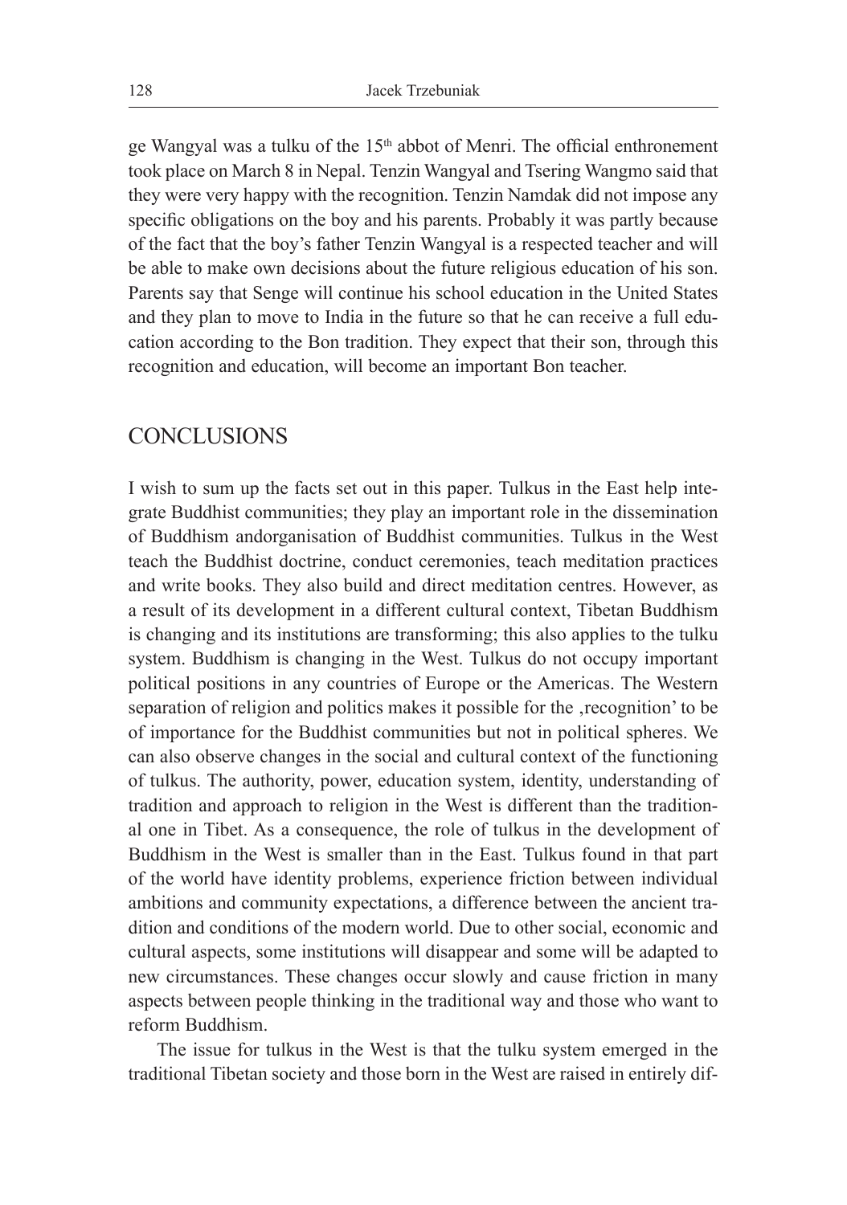ge Wangyal was a tulku of the 15th abbot of Menri. The official enthronement took place on March 8 in Nepal. Tenzin Wangyal and Tsering Wangmo said that they were very happy with the recognition. Tenzin Namdak did not impose any specific obligations on the boy and his parents. Probably it was partly because of the fact that the boy's father Tenzin Wangyal is a respected teacher and will be able to make own decisions about the future religious education of his son. Parents say that Senge will continue his school education in the United States and they plan to move to India in the future so that he can receive a full education according to the Bon tradition. They expect that their son, through this recognition and education, will become an important Bon teacher.

## CONCLUSIONS

I wish to sum up the facts set out in this paper. Tulkus in the East help integrate Buddhist communities; they play an important role in the dissemination of Buddhism andorganisation of Buddhist communities. Tulkus in the West teach the Buddhist doctrine, conduct ceremonies, teach meditation practices and write books. They also build and direct meditation centres. However, as a result of its development in a different cultural context, Tibetan Buddhism is changing and its institutions are transforming; this also applies to the tulku system. Buddhism is changing in the West. Tulkus do not occupy important political positions in any countries of Europe or the Americas. The Western separation of religion and politics makes it possible for the ‚recognition' to be of importance for the Buddhist communities but not in political spheres. We can also observe changes in the social and cultural context of the functioning of tulkus. The authority, power, education system, identity, understanding of tradition and approach to religion in the West is different than the traditional one in Tibet. As a consequence, the role of tulkus in the development of Buddhism in the West is smaller than in the East. Tulkus found in that part of the world have identity problems, experience friction between individual ambitions and community expectations, a difference between the ancient tradition and conditions of the modern world. Due to other social, economic and cultural aspects, some institutions will disappear and some will be adapted to new circumstances. These changes occur slowly and cause friction in many aspects between people thinking in the traditional way and those who want to reform Buddhism.

The issue for tulkus in the West is that the tulku system emerged in the traditional Tibetan society and those born in the West are raised in entirely dif-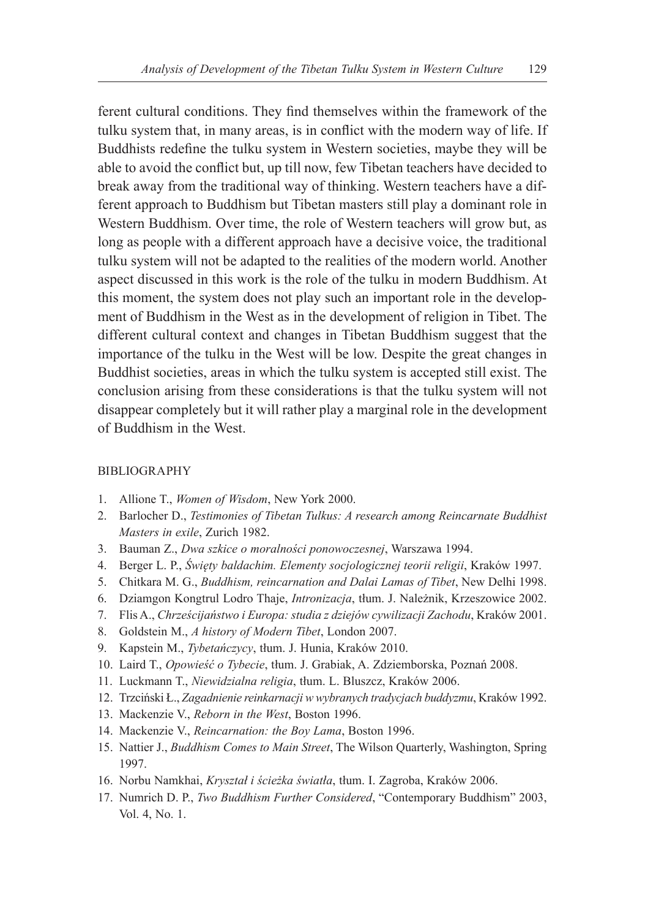ferent cultural conditions. They find themselves within the framework of the tulku system that, in many areas, is in conflict with the modern way of life. If Buddhists redefine the tulku system in Western societies, maybe they will be able to avoid the conflict but, up till now, few Tibetan teachers have decided to break away from the traditional way of thinking. Western teachers have a different approach to Buddhism but Tibetan masters still play a dominant role in Western Buddhism. Over time, the role of Western teachers will grow but, as long as people with a different approach have a decisive voice, the traditional tulku system will not be adapted to the realities of the modern world. Another aspect discussed in this work is the role of the tulku in modern Buddhism. At this moment, the system does not play such an important role in the development of Buddhism in the West as in the development of religion in Tibet. The different cultural context and changes in Tibetan Buddhism suggest that the importance of the tulku in the West will be low. Despite the great changes in Buddhist societies, areas in which the tulku system is accepted still exist. The conclusion arising from these considerations is that the tulku system will not disappear completely but it will rather play a marginal role in the development of Buddhism in the West.

## BIBLIOGRAPHY

1. Allione T., *Women of Wisdom*, New York 2000.
2. Barlocher D., *Testimonies of Tibetan Tulkus: A research among Reincarnate Buddhist Masters in exile*, Zurich 1982.
3. Bauman Z., *Dwa szkice o moralności ponowoczesnej*, Warszawa 1994.
4. Berger L. P., *Święty baldachim. Elementy socjologicznej teorii religii*, Kraków 1997.
5. Chitkara M. G., *Buddhism, reincarnation and Dalai Lamas of Tibet*, New Delhi 1998.
6. Dziamgon Kongtrul Lodro Thaje, *Intronizacja*, tłum. J. Należnik, Krzeszowice 2002.
7. Flis A., *Chrześcijaństwo i Europa: studia z dziejów cywilizacji Zachodu*, Kraków 2001.
8. Goldstein M., *A history of Modern Tibet*, London 2007.
9. Kapstein M., *Tybetańczycy*, tłum. J. Hunia, Kraków 2010.
10. Laird T., *Opowieść o Tybecie*, tłum. J. Grabiak, A. Zdziemborska, Poznań 2008.
11. Luckmann T., *Niewidzialna religia*, tłum. L. Bluszcz, Kraków 2006.
12. Trzciński Ł., *Zagadnienie reinkarnacji w wybranych tradycjach buddyzmu*, Kraków 1992.
13. Mackenzie V., *Reborn in the West*, Boston 1996.
14. Mackenzie V., *Reincarnation: the Boy Lama*, Boston 1996.
15. Nattier J., *Buddhism Comes to Main Street*, The Wilson Quarterly, Washington, Spring 1997.
16. Norbu Namkhai, *Kryształ i ścieżka światła*, tłum. I. Zagroba, Kraków 2006.
17. Numrich D. P., *Two Buddhism Further Considered*, "Contemporary Buddhism" 2003, Vol. 4, No. 1.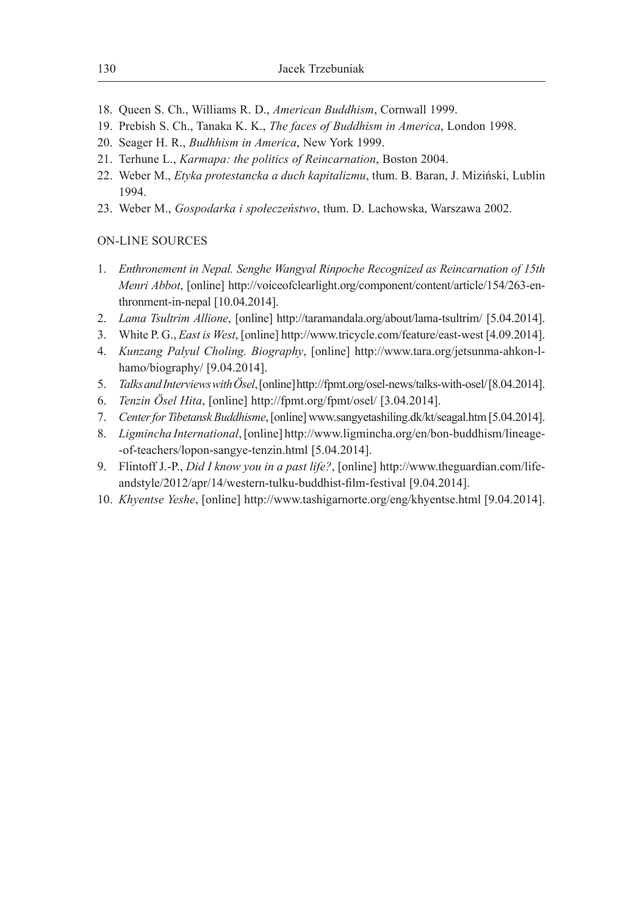18. Queen S. Ch., Williams R. D., *American Buddhism*, Cornwall 1999.
19. Prebish S. Ch., Tanaka K. K., *The faces of Buddhism in America*, London 1998.
20. Seager H. R., *Budhhism in America*, New York 1999.
21. Terhune L., *Karmapa: the politics of Reincarnation*, Boston 2004.
22. Weber M., *Etyka protestancka a duch kapitalizmu*, tłum. B. Baran, J. Miziński, Lublin 1994.
23. Weber M., *Gospodarka i społeczeństwo*, tłum. D. Lachowska, Warszawa 2002.

ON-LINE SOURCES

1. *Enthronement in Nepal. Senghe Wangyal Rinpoche Recognized as Reincarnation of 15th Menri Abbot*, [online] http://voiceofclearlight.org/component/content/article/154/263-enthronment-in-nepal [10.04.2014].
2. *Lama Tsultrim Allione*, [online] http://taramandala.org/about/lama-tsultrim/ [5.04.2014].
3. White P. G., *East is West*, [online] http://www.tricycle.com/feature/east-west [4.09.2014].
4. *Kunzang Palyul Choling. Biography*, [online] http://www.tara.org/jetsunma-ahkon-lhamo/biography/ [9.04.2014].
5. *Talks and Interviews with Ösel*, [online] http://fpmt.org/osel-news/talks-with-osel/ [8.04.2014].
6. *Tenzin Ösel Hita*, [online] http://fpmt.org/fpmt/osel/ [3.04.2014].
7. *Center for Tibetansk Buddhisme*, [online] www.sangyetashiling.dk/kt/seagal.htm [5.04.2014].
8. *Ligmincha International*, [online] http://www.ligmincha.org/en/bon-buddhism/lineage--of-teachers/lopon-sangye-tenzin.html [5.04.2014].
9. Flintoff J.-P., *Did I know you in a past life?*, [online] http://www.theguardian.com/lifeandstyle/2012/apr/14/western-tulku-buddhist-film-festival [9.04.2014].
10. *Khyentse Yeshe*, [online] http://www.tashigarnorte.org/eng/khyentse.html [9.04.2014].